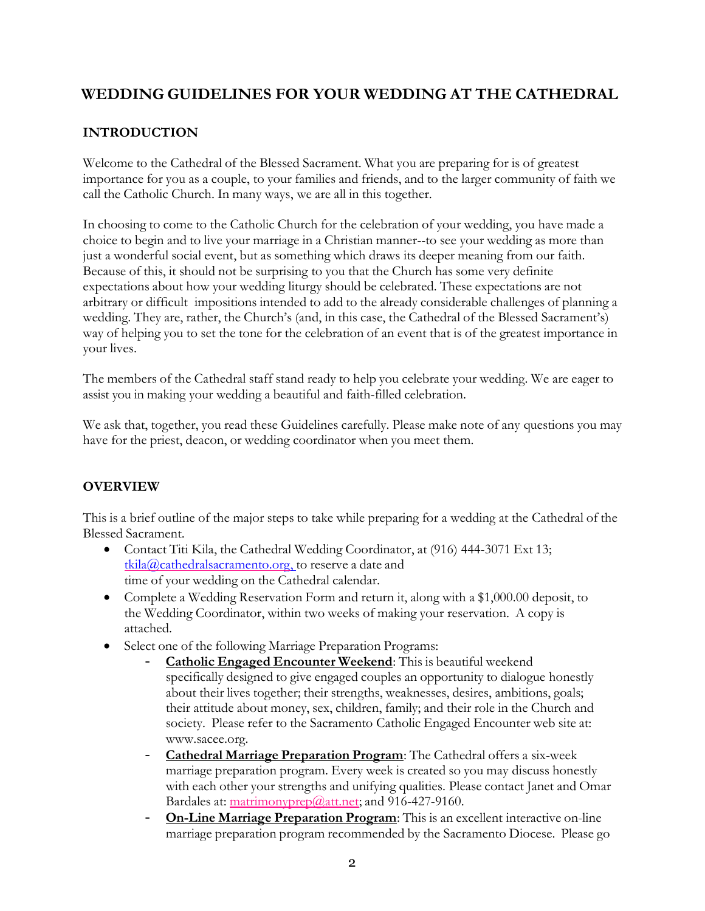# WEDDING GUIDELINES FOR YOUR WEDDING AT THE CATHEDRAL

## INTRODUCTION

Welcome to the Cathedral of the Blessed Sacrament. What you are preparing for is of greatest importance for you as a couple, to your families and friends, and to the larger community of faith we call the Catholic Church. In many ways, we are all in this together.

In choosing to come to the Catholic Church for the celebration of your wedding, you have made a choice to begin and to live your marriage in a Christian manner--to see your wedding as more than just a wonderful social event, but as something which draws its deeper meaning from our faith. Because of this, it should not be surprising to you that the Church has some very definite expectations about how your wedding liturgy should be celebrated. These expectations are not arbitrary or difficult impositions intended to add to the already considerable challenges of planning a wedding. They are, rather, the Church's (and, in this case, the Cathedral of the Blessed Sacrament's) way of helping you to set the tone for the celebration of an event that is of the greatest importance in your lives.

The members of the Cathedral staff stand ready to help you celebrate your wedding. We are eager to assist you in making your wedding a beautiful and faith-filled celebration.

We ask that, together, you read these Guidelines carefully. Please make note of any questions you may have for the priest, deacon, or wedding coordinator when you meet them.

## OVERVIEW

This is a brief outline of the major steps to take while preparing for a wedding at the Cathedral of the Blessed Sacrament.

- Contact Titi Kila, the Cathedral Wedding Coordinator, at (916) 444-3071 Ext 13; tkila@cathedralsacramento.org, to reserve a date and time of your wedding on the Cathedral calendar.
- Complete a Wedding Reservation Form and return it, along with a $1,000.00 deposit, to the Wedding Coordinator, within two weeks of making your reservation. A copy is attached.
- Select one of the following Marriage Preparation Programs:
  - **<u>Catholic Engaged Encounter Weekend</u>**: This is beautiful weekend specifically designed to give engaged couples an opportunity to dialogue honestly about their lives together; their strengths, weaknesses, desires, ambitions, goals; their attitude about money, sex, children, family; and their role in the Church and society. Please refer to the Sacramento Catholic Engaged Encounter web site at: www.sacee.org.
  - **<u>Cathedral Marriage Preparation Program</u>**: The Cathedral offers a six-week marriage preparation program. Every week is created so you may discuss honestly with each other your strengths and unifying qualities. Please contact Janet and Omar Bardales at: matrimonyprep@att.net; and 916-427-9160.
  - **<u>On-Line Marriage Preparation Program</u>**: This is an excellent interactive on-line marriage preparation program recommended by the Sacramento Diocese. Please go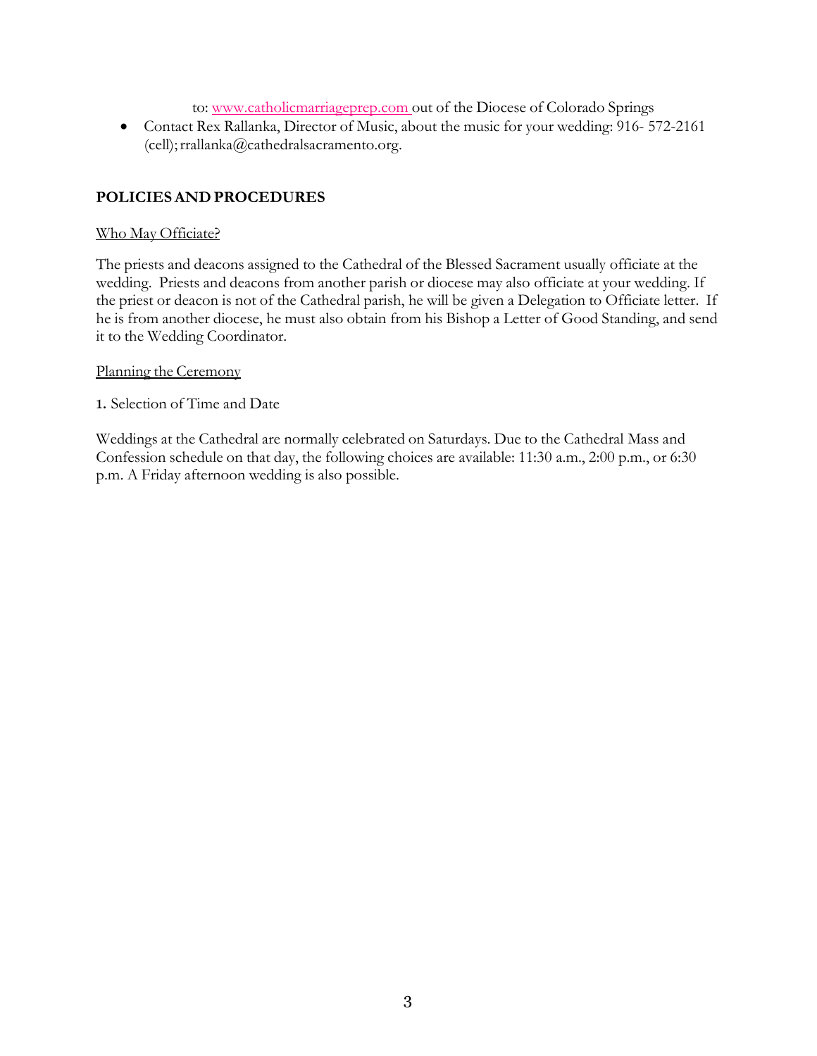to: www.catholicmarriageprep.com out of the Diocese of Colorado Springs

- Contact Rex Rallanka, Director of Music, about the music for your wedding: 916- 572-2161 (cell); rrallanka@cathedralsacramento.org.

## POLICIES AND PROCEDURES

Who May Officiate?

The priests and deacons assigned to the Cathedral of the Blessed Sacrament usually officiate at the wedding. Priests and deacons from another parish or diocese may also officiate at your wedding. If the priest or deacon is not of the Cathedral parish, he will be given a Delegation to Officiate letter. If he is from another diocese, he must also obtain from his Bishop a Letter of Good Standing, and send it to the Wedding Coordinator.

Planning the Ceremony

1. Selection of Time and Date

Weddings at the Cathedral are normally celebrated on Saturdays. Due to the Cathedral Mass and Confession schedule on that day, the following choices are available: 11:30 a.m., 2:00 p.m., or 6:30 p.m. A Friday afternoon wedding is also possible.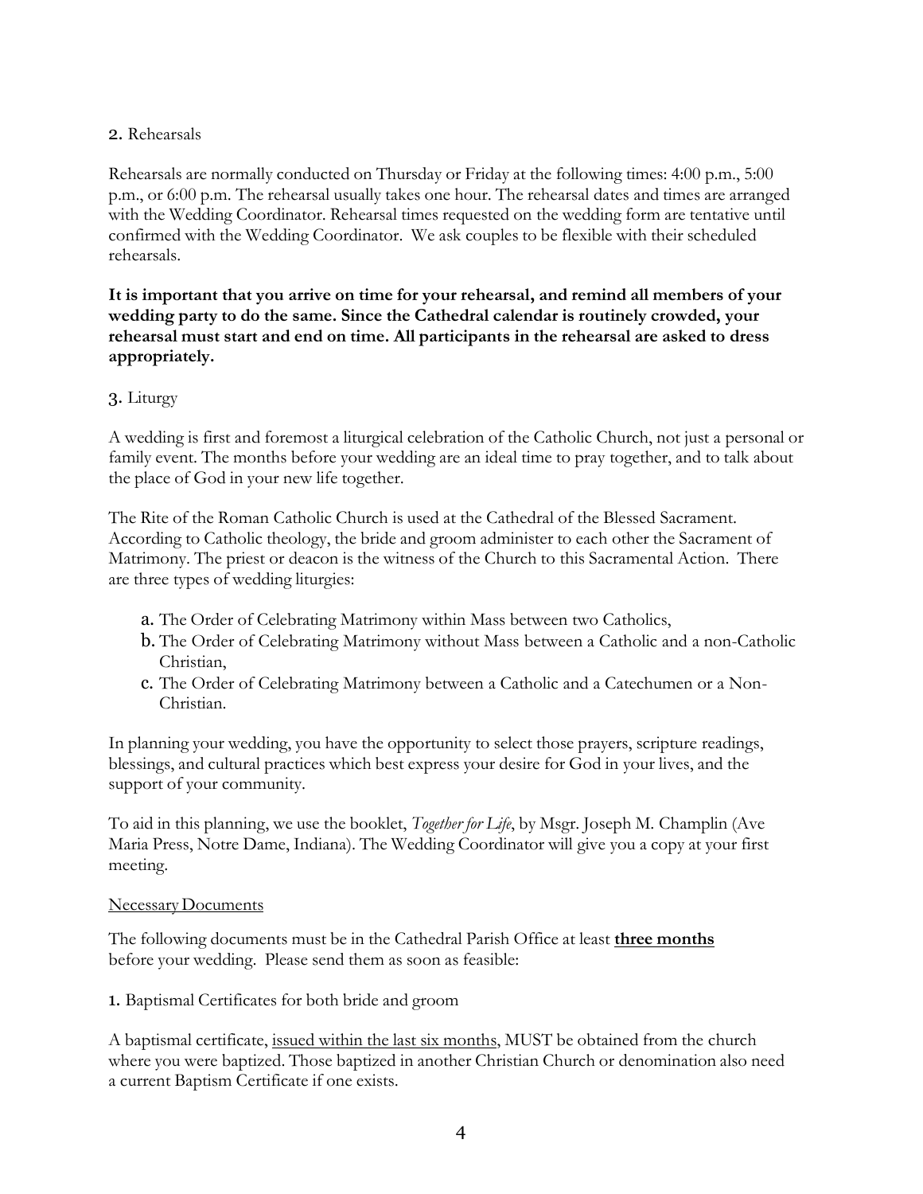2. Rehearsals

Rehearsals are normally conducted on Thursday or Friday at the following times: 4:00 p.m., 5:00 p.m., or 6:00 p.m. The rehearsal usually takes one hour. The rehearsal dates and times are arranged with the Wedding Coordinator. Rehearsal times requested on the wedding form are tentative until confirmed with the Wedding Coordinator. We ask couples to be flexible with their scheduled rehearsals.

**It is important that you arrive on time for your rehearsal, and remind all members of your wedding party to do the same. Since the Cathedral calendar is routinely crowded, your rehearsal must start and end on time. All participants in the rehearsal are asked to dress appropriately.**

3. Liturgy

A wedding is first and foremost a liturgical celebration of the Catholic Church, not just a personal or family event. The months before your wedding are an ideal time to pray together, and to talk about the place of God in your new life together.

The Rite of the Roman Catholic Church is used at the Cathedral of the Blessed Sacrament. According to Catholic theology, the bride and groom administer to each other the Sacrament of Matrimony. The priest or deacon is the witness of the Church to this Sacramental Action. There are three types of wedding liturgies:

a. The Order of Celebrating Matrimony within Mass between two Catholics,
b. The Order of Celebrating Matrimony without Mass between a Catholic and a non-Catholic Christian,
c. The Order of Celebrating Matrimony between a Catholic and a Catechumen or a Non-Christian.

In planning your wedding, you have the opportunity to select those prayers, scripture readings, blessings, and cultural practices which best express your desire for God in your lives, and the support of your community.

To aid in this planning, we use the booklet, *Together for Life*, by Msgr. Joseph M. Champlin (Ave Maria Press, Notre Dame, Indiana). The Wedding Coordinator will give you a copy at your first meeting.

<u>Necessary Documents</u>

The following documents must be in the Cathedral Parish Office at least **<u>three months</u>** before your wedding. Please send them as soon as feasible:

1. Baptismal Certificates for both bride and groom

A baptismal certificate, <u>issued within the last six months</u>, MUST be obtained from the church where you were baptized. Those baptized in another Christian Church or denomination also need a current Baptism Certificate if one exists.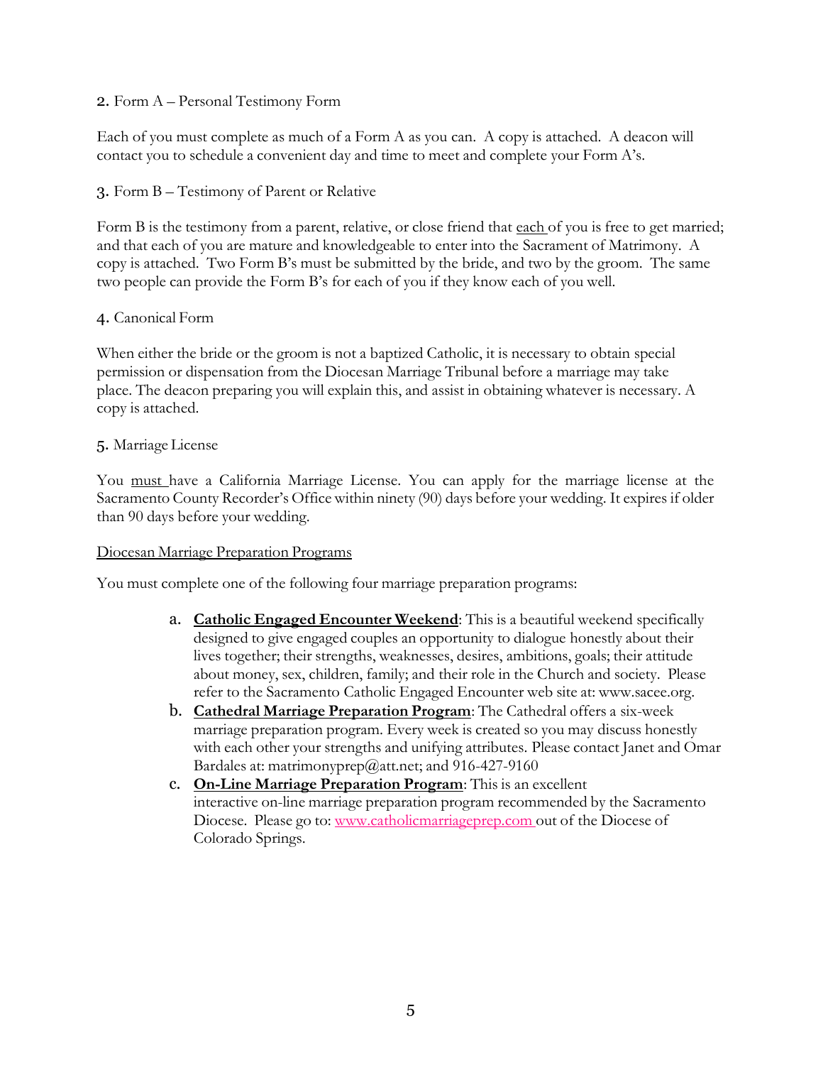2. Form A – Personal Testimony Form

Each of you must complete as much of a Form A as you can. A copy is attached. A deacon will contact you to schedule a convenient day and time to meet and complete your Form A's.

3. Form B – Testimony of Parent or Relative

Form B is the testimony from a parent, relative, or close friend that each of you is free to get married; and that each of you are mature and knowledgeable to enter into the Sacrament of Matrimony. A copy is attached. Two Form B's must be submitted by the bride, and two by the groom. The same two people can provide the Form B's for each of you if they know each of you well.

4. Canonical Form

When either the bride or the groom is not a baptized Catholic, it is necessary to obtain special permission or dispensation from the Diocesan Marriage Tribunal before a marriage may take place. The deacon preparing you will explain this, and assist in obtaining whatever is necessary. A copy is attached.

5. Marriage License

You must have a California Marriage License. You can apply for the marriage license at the Sacramento County Recorder's Office within ninety (90) days before your wedding. It expires if older than 90 days before your wedding.

Diocesan Marriage Preparation Programs

You must complete one of the following four marriage preparation programs:

a. **Catholic Engaged Encounter Weekend**: This is a beautiful weekend specifically designed to give engaged couples an opportunity to dialogue honestly about their lives together; their strengths, weaknesses, desires, ambitions, goals; their attitude about money, sex, children, family; and their role in the Church and society. Please refer to the Sacramento Catholic Engaged Encounter web site at: www.sacee.org.
b. **Cathedral Marriage Preparation Program**: The Cathedral offers a six-week marriage preparation program. Every week is created so you may discuss honestly with each other your strengths and unifying attributes. Please contact Janet and Omar Bardales at: matrimonyprep@att.net; and 916-427-9160
c. **On-Line Marriage Preparation Program**: This is an excellent interactive on-line marriage preparation program recommended by the Sacramento Diocese. Please go to: www.catholicmarriageprep.com out of the Diocese of Colorado Springs.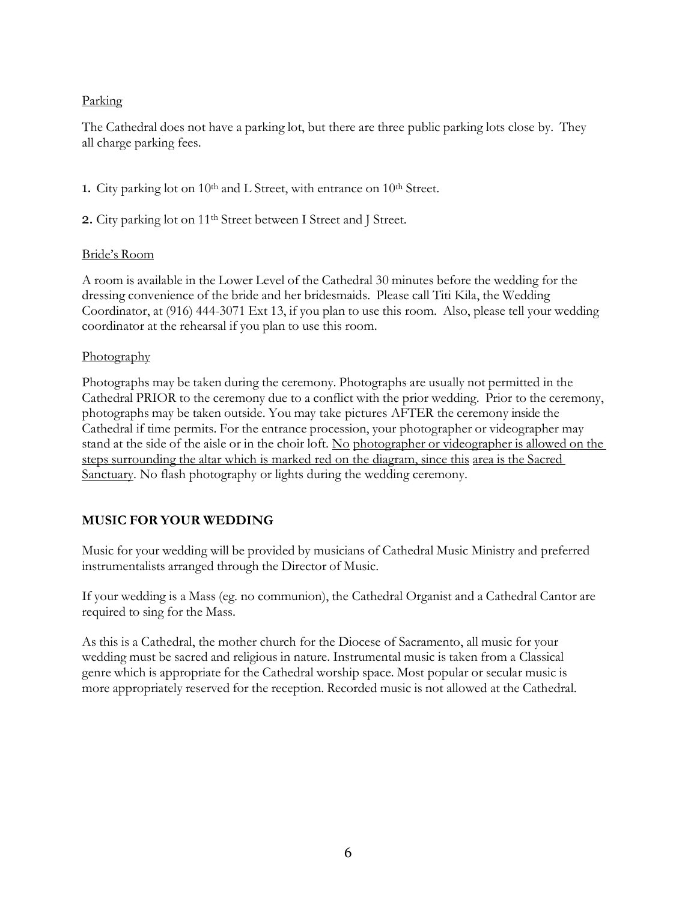Parking

The Cathedral does not have a parking lot, but there are three public parking lots close by. They all charge parking fees.

1. City parking lot on 10th and L Street, with entrance on 10th Street.

2. City parking lot on 11th Street between I Street and J Street.

Bride's Room

A room is available in the Lower Level of the Cathedral 30 minutes before the wedding for the dressing convenience of the bride and her bridesmaids. Please call Titi Kila, the Wedding Coordinator, at (916) 444-3071 Ext 13, if you plan to use this room. Also, please tell your wedding coordinator at the rehearsal if you plan to use this room.

Photography

Photographs may be taken during the ceremony. Photographs are usually not permitted in the Cathedral PRIOR to the ceremony due to a conflict with the prior wedding. Prior to the ceremony, photographs may be taken outside. You may take pictures AFTER the ceremony inside the Cathedral if time permits. For the entrance procession, your photographer or videographer may stand at the side of the aisle or in the choir loft. No photographer or videographer is allowed on the steps surrounding the altar which is marked red on the diagram, since this area is the Sacred Sanctuary. No flash photography or lights during the wedding ceremony.

## MUSIC FOR YOUR WEDDING

Music for your wedding will be provided by musicians of Cathedral Music Ministry and preferred instrumentalists arranged through the Director of Music.

If your wedding is a Mass (eg. no communion), the Cathedral Organist and a Cathedral Cantor are required to sing for the Mass.

As this is a Cathedral, the mother church for the Diocese of Sacramento, all music for your wedding must be sacred and religious in nature. Instrumental music is taken from a Classical genre which is appropriate for the Cathedral worship space. Most popular or secular music is more appropriately reserved for the reception. Recorded music is not allowed at the Cathedral.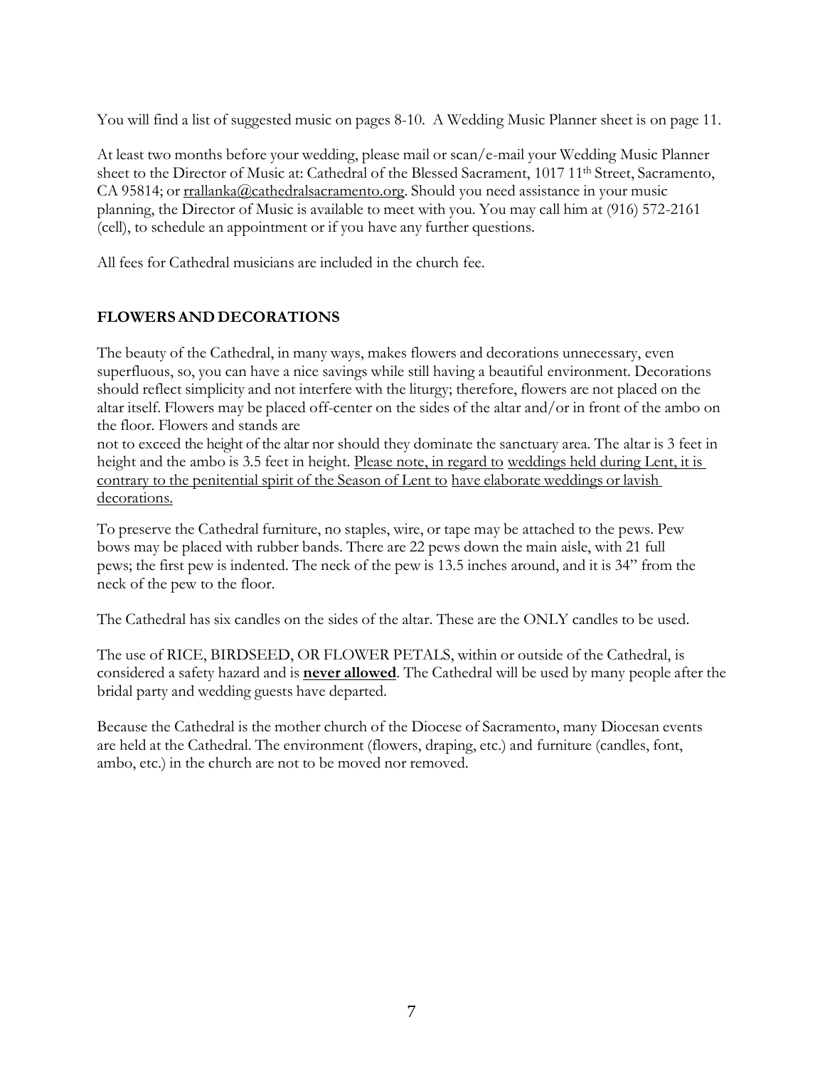You will find a list of suggested music on pages 8-10. A Wedding Music Planner sheet is on page 11.

At least two months before your wedding, please mail or scan/e-mail your Wedding Music Planner sheet to the Director of Music at: Cathedral of the Blessed Sacrament, 1017 11th Street, Sacramento, CA 95814; or rrallanka@cathedralsacramento.org. Should you need assistance in your music planning, the Director of Music is available to meet with you. You may call him at (916) 572-2161 (cell), to schedule an appointment or if you have any further questions.

All fees for Cathedral musicians are included in the church fee.

## FLOWERS AND DECORATIONS

The beauty of the Cathedral, in many ways, makes flowers and decorations unnecessary, even superfluous, so, you can have a nice savings while still having a beautiful environment. Decorations should reflect simplicity and not interfere with the liturgy; therefore, flowers are not placed on the altar itself. Flowers may be placed off-center on the sides of the altar and/or in front of the ambo on the floor. Flowers and stands are not to exceed the height of the altar nor should they dominate the sanctuary area. The altar is 3 feet in height and the ambo is 3.5 feet in height. Please note, in regard to weddings held during Lent, it is contrary to the penitential spirit of the Season of Lent to have elaborate weddings or lavish decorations.

To preserve the Cathedral furniture, no staples, wire, or tape may be attached to the pews. Pew bows may be placed with rubber bands. There are 22 pews down the main aisle, with 21 full pews; the first pew is indented. The neck of the pew is 13.5 inches around, and it is 34" from the neck of the pew to the floor.

The Cathedral has six candles on the sides of the altar. These are the ONLY candles to be used.

The use of RICE, BIRDSEED, OR FLOWER PETALS, within or outside of the Cathedral, is considered a safety hazard and is **never allowed**. The Cathedral will be used by many people after the bridal party and wedding guests have departed.

Because the Cathedral is the mother church of the Diocese of Sacramento, many Diocesan events are held at the Cathedral. The environment (flowers, draping, etc.) and furniture (candles, font, ambo, etc.) in the church are not to be moved nor removed.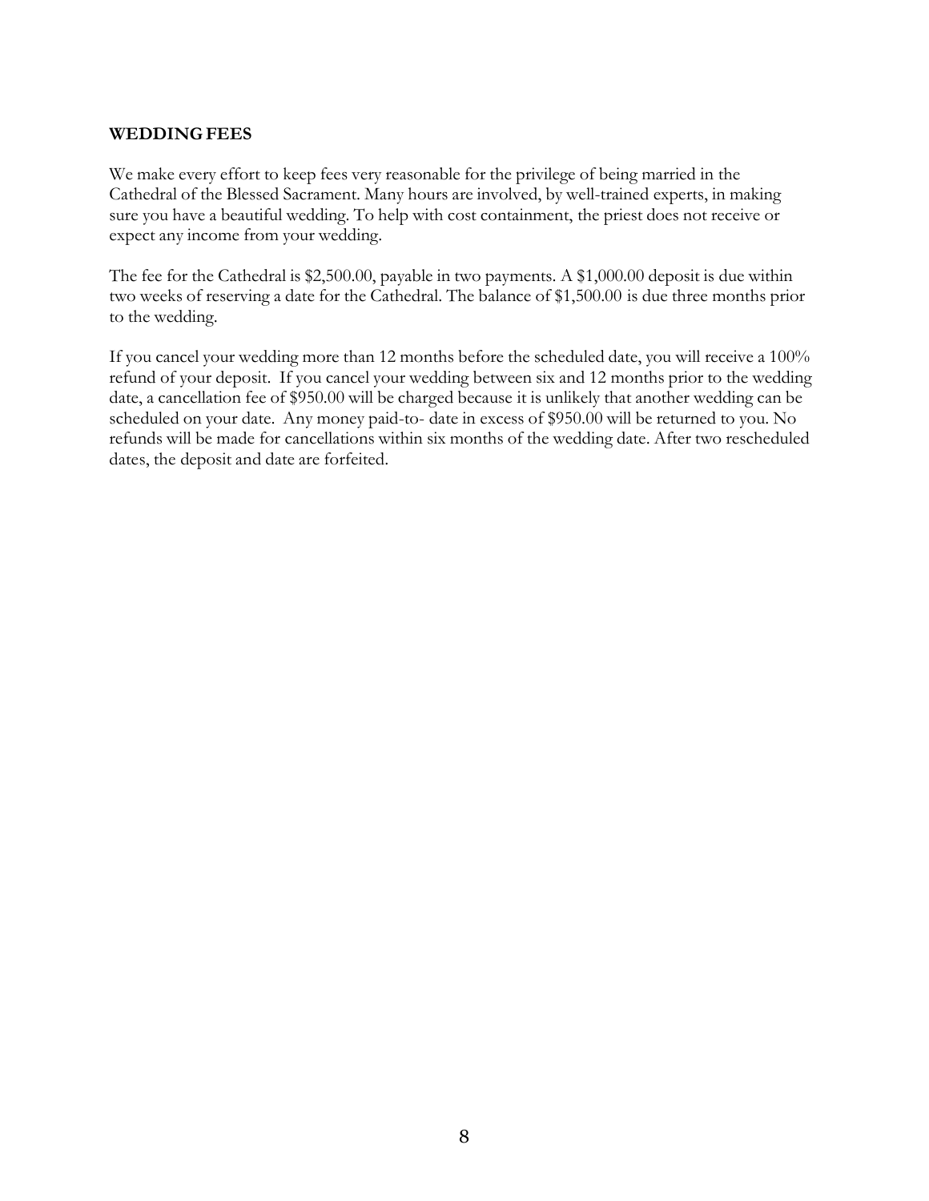**WEDDING FEES**

We make every effort to keep fees very reasonable for the privilege of being married in the Cathedral of the Blessed Sacrament. Many hours are involved, by well-trained experts, in making sure you have a beautiful wedding. To help with cost containment, the priest does not receive or expect any income from your wedding.

The fee for the Cathedral is $2,500.00, payable in two payments. A $1,000.00 deposit is due within two weeks of reserving a date for the Cathedral. The balance of $1,500.00 is due three months prior to the wedding.

If you cancel your wedding more than 12 months before the scheduled date, you will receive a 100% refund of your deposit. If you cancel your wedding between six and 12 months prior to the wedding date, a cancellation fee of $950.00 will be charged because it is unlikely that another wedding can be scheduled on your date. Any money paid-to- date in excess of $950.00 will be returned to you. No refunds will be made for cancellations within six months of the wedding date. After two rescheduled dates, the deposit and date are forfeited.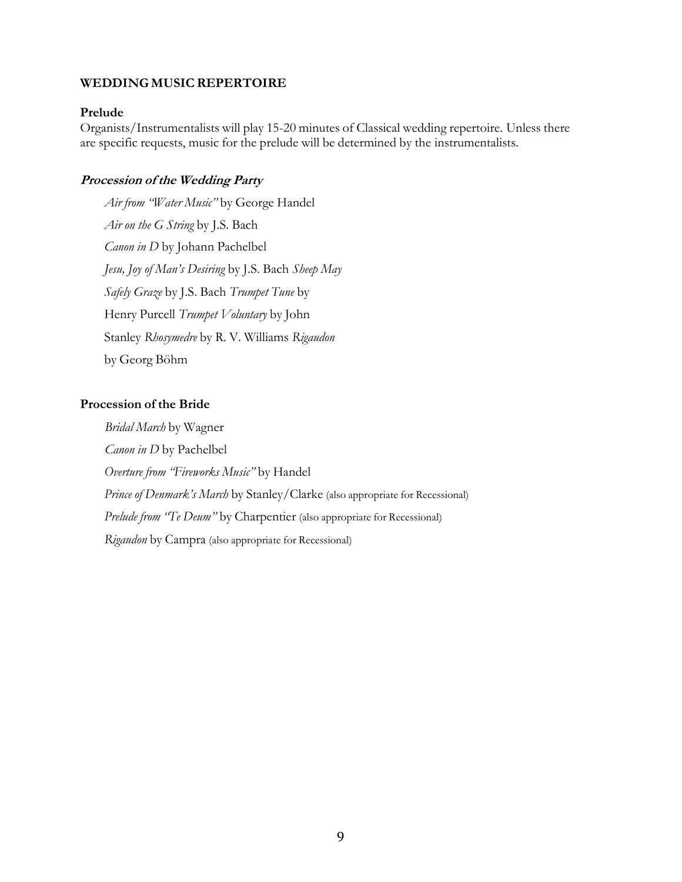## WEDDING MUSIC REPERTOIRE

### Prelude

Organists/Instrumentalists will play 15-20 minutes of Classical wedding repertoire. Unless there are specific requests, music for the prelude will be determined by the instrumentalists.

### *Procession of the Wedding Party*

*Air from "Water Music"* by George Handel
*Air on the G String* by J.S. Bach
*Canon in D* by Johann Pachelbel
*Jesu, Joy of Man's Desiring* by J.S. Bach
*Sheep May Safely Graze* by J.S. Bach
*Trumpet Tune* by Henry Purcell
*Trumpet Voluntary* by John Stanley
*Rhosymedre* by R. V. Williams
*Rigaudon* by Georg Böhm

### Procession of the Bride

*Bridal March* by Wagner
*Canon in D* by Pachelbel
*Overture from "Fireworks Music"* by Handel
*Prince of Denmark's March* by Stanley/Clarke (also appropriate for Recessional)
*Prelude from "Te Deum"* by Charpentier (also appropriate for Recessional)
*Rigaudon* by Campra (also appropriate for Recessional)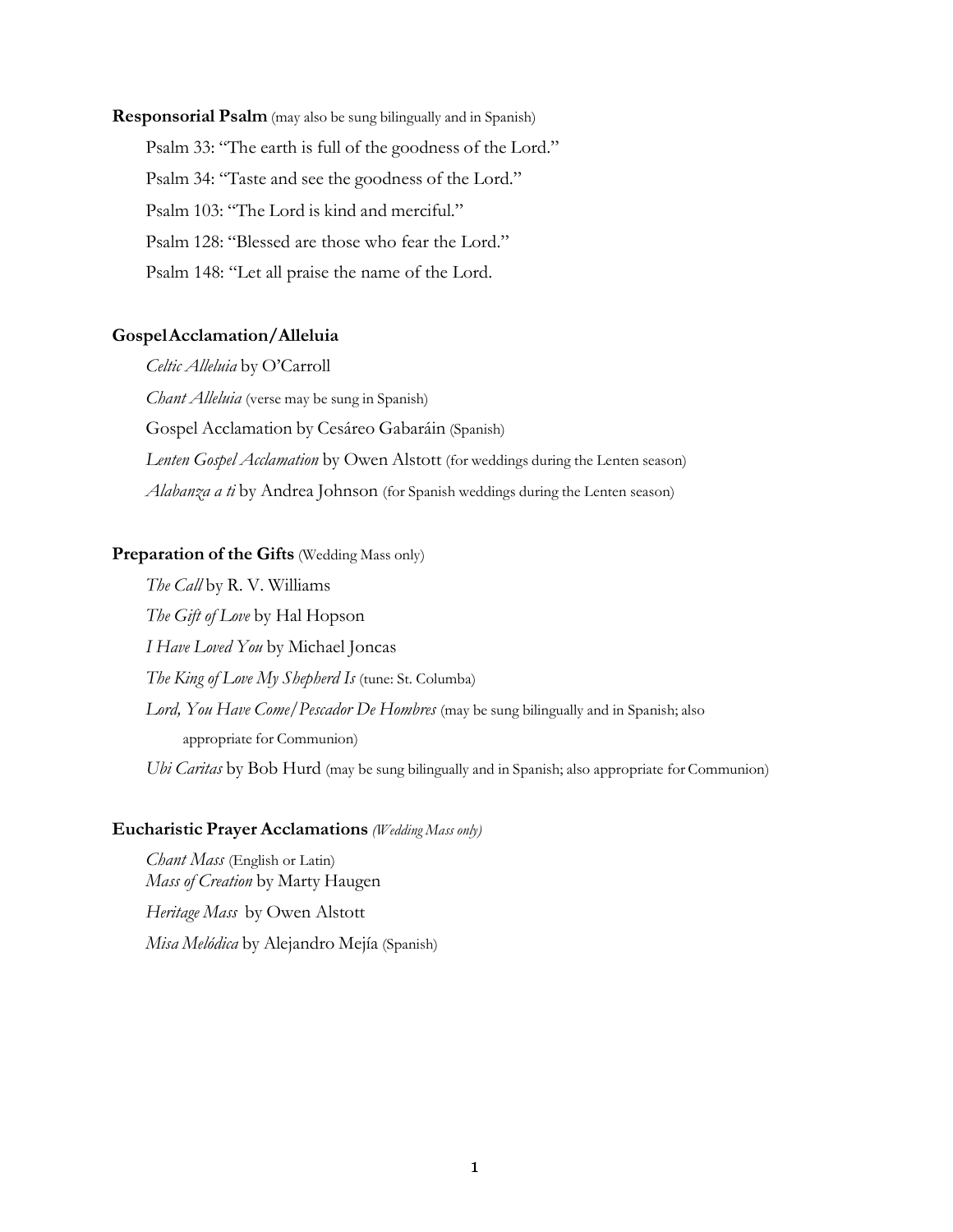**Responsorial Psalm** (may also be sung bilingually and in Spanish)

Psalm 33: "The earth is full of the goodness of the Lord."

Psalm 34: "Taste and see the goodness of the Lord."

Psalm 103: "The Lord is kind and merciful."

Psalm 128: "Blessed are those who fear the Lord."

Psalm 148: "Let all praise the name of the Lord.

**Gospel Acclamation/Alleluia**

*Celtic Alleluia* by O'Carroll

*Chant Alleluia* (verse may be sung in Spanish)

Gospel Acclamation by Cesáreo Gabaráin (Spanish)

*Lenten Gospel Acclamation* by Owen Alstott (for weddings during the Lenten season)

*Alabanza a ti* by Andrea Johnson (for Spanish weddings during the Lenten season)

**Preparation of the Gifts** (Wedding Mass only)

*The Call* by R. V. Williams

*The Gift of Love* by Hal Hopson

*I Have Loved You* by Michael Joncas

*The King of Love My Shepherd Is* (tune: St. Columba)

*Lord, You Have Come/Pescador De Hombres* (may be sung bilingually and in Spanish; also appropriate for Communion)

*Ubi Caritas* by Bob Hurd (may be sung bilingually and in Spanish; also appropriate for Communion)

**Eucharistic Prayer Acclamations** *(Wedding Mass only)*

*Chant Mass* (English or Latin)

*Mass of Creation* by Marty Haugen

*Heritage Mass* by Owen Alstott

*Misa Melódica* by Alejandro Mejía (Spanish)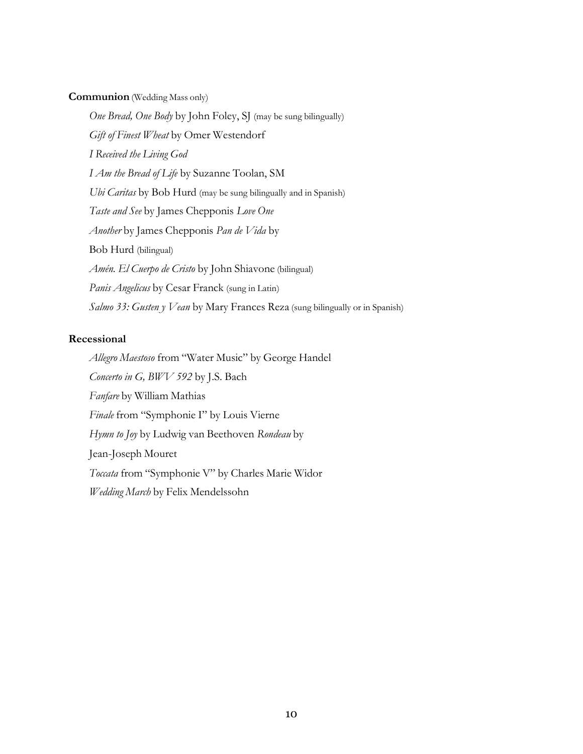**Communion** (Wedding Mass only)

*One Bread, One Body* by John Foley, SJ (may be sung bilingually)

*Gift of Finest Wheat* by Omer Westendorf

*I Received the Living God*

*I Am the Bread of Life* by Suzanne Toolan, SM

*Ubi Caritas* by Bob Hurd (may be sung bilingually and in Spanish)

*Taste and See* by James Chepponis

*Love One Another* by James Chepponis

*Pan de Vida* by Bob Hurd (bilingual)

*Amén. El Cuerpo de Cristo* by John Shiavone (bilingual)

*Panis Angelicus* by Cesar Franck (sung in Latin)

*Salmo 33: Gusten y Vean* by Mary Frances Reza (sung bilingually or in Spanish)

**Recessional**

*Allegro Maestoso* from "Water Music" by George Handel

*Concerto in G, BWV 592* by J.S. Bach

*Fanfare* by William Mathias

*Finale* from "Symphonie I" by Louis Vierne

*Hymn to Joy* by Ludwig van Beethoven

*Rondeau* by Jean-Joseph Mouret

*Toccata* from "Symphonie V" by Charles Marie Widor

*Wedding March* by Felix Mendelssohn